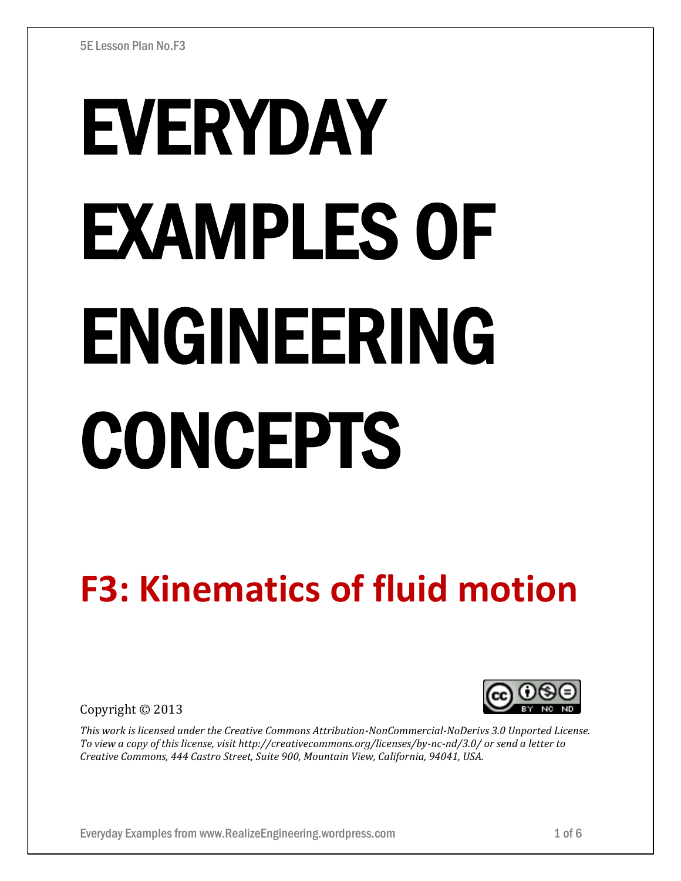5E Lesson Plan No.F3

# EVERYDAY EXAMPLES OF ENGINEERING CONCEPTS

## F3: Kinematics of fluid motion

Copyright © 2013

*This work is licensed under the Creative Commons Attribution-NonCommercial-NoDerivs 3.0 Unported License. To view a copy of this license, visit http://creativecommons.org/licenses/by-nc-nd/3.0/ or send a letter to Creative Commons, 444 Castro Street, Suite 900, Mountain View, California, 94041, USA.*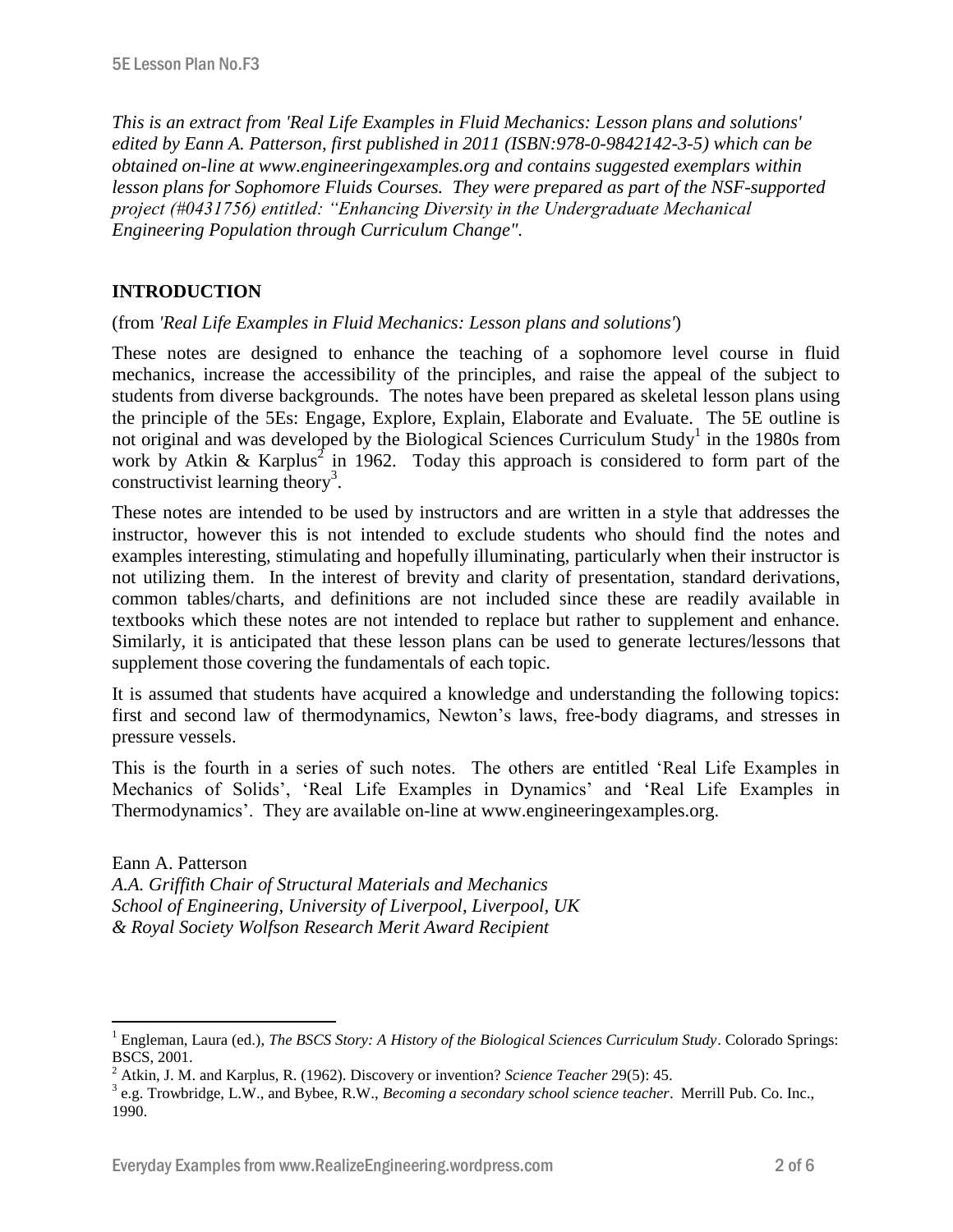*This is an extract from 'Real Life Examples in Fluid Mechanics: Lesson plans and solutions' edited by Eann A. Patterson, first published in 2011 (ISBN:978-0-9842142-3-5) which can be obtained on-line at www.engineeringexamples.org and contains suggested exemplars within lesson plans for Sophomore Fluids Courses. They were prepared as part of the NSF-supported project (#0431756) entitled: "Enhancing Diversity in the Undergraduate Mechanical Engineering Population through Curriculum Change".*

## INTRODUCTION

(from *'Real Life Examples in Fluid Mechanics: Lesson plans and solutions'*)

These notes are designed to enhance the teaching of a sophomore level course in fluid mechanics, increase the accessibility of the principles, and raise the appeal of the subject to students from diverse backgrounds. The notes have been prepared as skeletal lesson plans using the principle of the 5Es: Engage, Explore, Explain, Elaborate and Evaluate. The 5E outline is not original and was developed by the Biological Sciences Curriculum Study[1] in the 1980s from work by Atkin & Karplus[2] in 1962. Today this approach is considered to form part of the constructivist learning theory[3].

These notes are intended to be used by instructors and are written in a style that addresses the instructor, however this is not intended to exclude students who should find the notes and examples interesting, stimulating and hopefully illuminating, particularly when their instructor is not utilizing them. In the interest of brevity and clarity of presentation, standard derivations, common tables/charts, and definitions are not included since these are readily available in textbooks which these notes are not intended to replace but rather to supplement and enhance. Similarly, it is anticipated that these lesson plans can be used to generate lectures/lessons that supplement those covering the fundamentals of each topic.

It is assumed that students have acquired a knowledge and understanding the following topics: first and second law of thermodynamics, Newton's laws, free-body diagrams, and stresses in pressure vessels.

This is the fourth in a series of such notes. The others are entitled 'Real Life Examples in Mechanics of Solids', 'Real Life Examples in Dynamics' and 'Real Life Examples in Thermodynamics'. They are available on-line at www.engineeringexamples.org.

Eann A. Patterson
*A.A. Griffith Chair of Structural Materials and Mechanics*
*School of Engineering, University of Liverpool, Liverpool, UK*
*& Royal Society Wolfson Research Merit Award Recipient*

---

[1] Engleman, Laura (ed.), *The BSCS Story: A History of the Biological Sciences Curriculum Study*. Colorado Springs: BSCS, 2001.

[2] Atkin, J. M. and Karplus, R. (1962). Discovery or invention? *Science Teacher* 29(5): 45.

[3] e.g. Trowbridge, L.W., and Bybee, R.W., *Becoming a secondary school science teacher*. Merrill Pub. Co. Inc., 1990.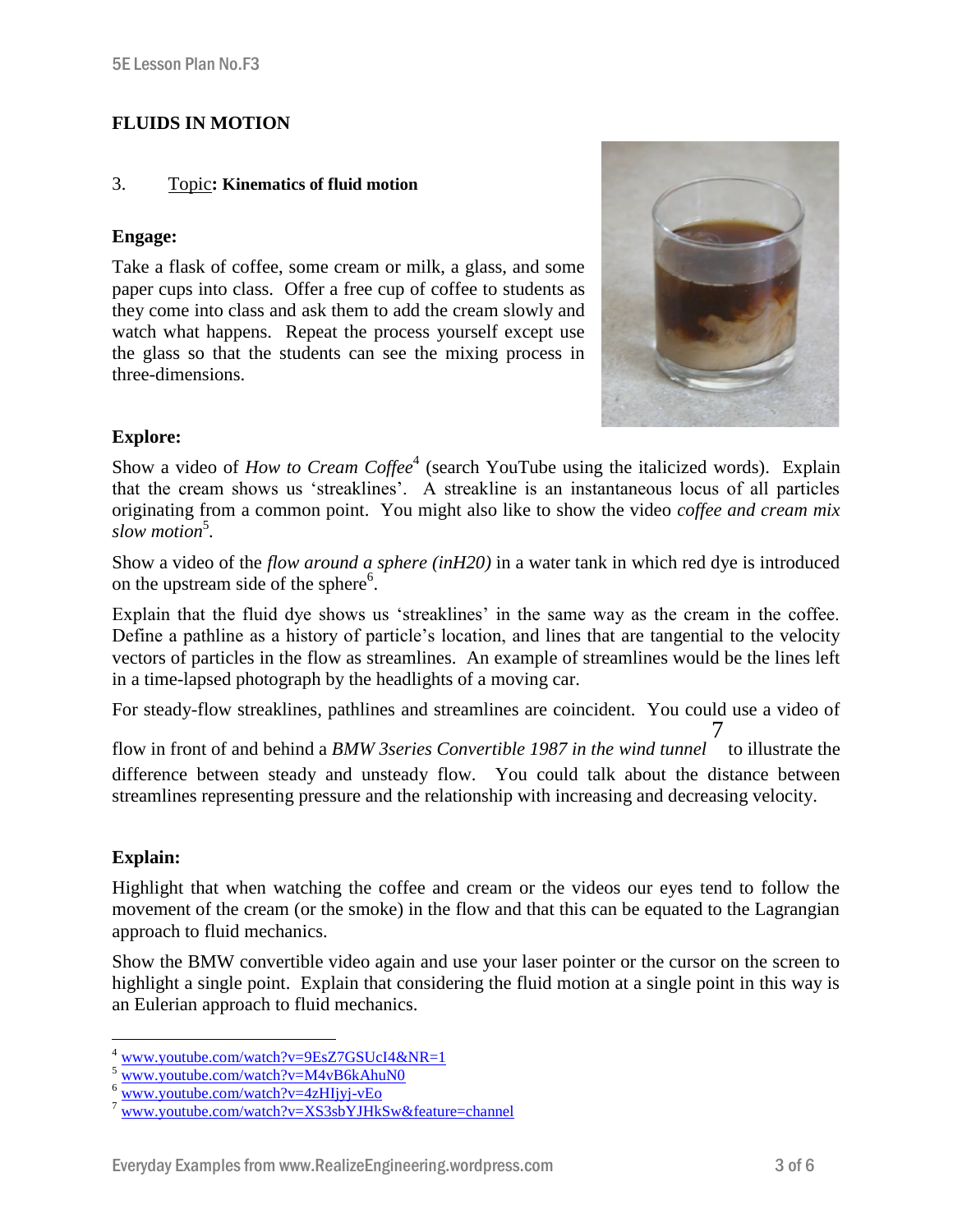**FLUIDS IN MOTION**

3. Topic: **Kinematics of fluid motion**

**Engage:**

Take a flask of coffee, some cream or milk, a glass, and some paper cups into class. Offer a free cup of coffee to students as they come into class and ask them to add the cream slowly and watch what happens. Repeat the process yourself except use the glass so that the students can see the mixing process in three-dimensions.

**Explore:**

Show a video of *How to Cream Coffee*[4] (search YouTube using the italicized words). Explain that the cream shows us 'streaklines'. A streakline is an instantaneous locus of all particles originating from a common point. You might also like to show the video *coffee and cream mix slow motion*[5].

Show a video of the *flow around a sphere (inH20)* in a water tank in which red dye is introduced on the upstream side of the sphere[6].

Explain that the fluid dye shows us 'streaklines' in the same way as the cream in the coffee. Define a pathline as a history of particle's location, and lines that are tangential to the velocity vectors of particles in the flow as streamlines. An example of streamlines would be the lines left in a time-lapsed photograph by the headlights of a moving car.

For steady-flow streaklines, pathlines and streamlines are coincident. You could use a video of flow in front of and behind a *BMW 3series Convertible 1987 in the wind tunnel*[7] to illustrate the difference between steady and unsteady flow. You could talk about the distance between streamlines representing pressure and the relationship with increasing and decreasing velocity.

**Explain:**

Highlight that when watching the coffee and cream or the videos our eyes tend to follow the movement of the cream (or the smoke) in the flow and that this can be equated to the Lagrangian approach to fluid mechanics.

Show the BMW convertible video again and use your laser pointer or the cursor on the screen to highlight a single point. Explain that considering the fluid motion at a single point in this way is an Eulerian approach to fluid mechanics.

---

[4] www.youtube.com/watch?v=9EsZ7GSUcI4&NR=1
[5] www.youtube.com/watch?v=M4vB6kAhuN0
[6] www.youtube.com/watch?v=4zHIjyj-vEo
[7] www.youtube.com/watch?v=XS3sbYJHkSw&feature=channel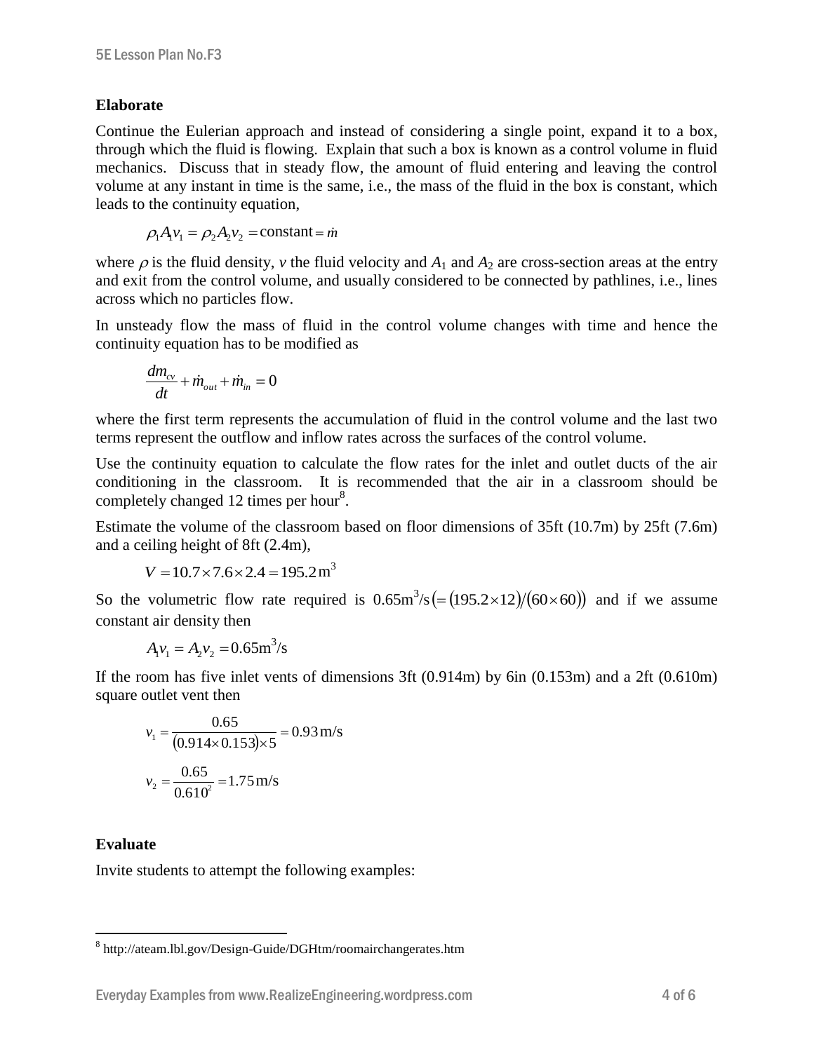## Elaborate

Continue the Eulerian approach and instead of considering a single point, expand it to a box, through which the fluid is flowing. Explain that such a box is known as a control volume in fluid mechanics. Discuss that in steady flow, the amount of fluid entering and leaving the control volume at any instant in time is the same, i.e., the mass of the fluid in the box is constant, which leads to the continuity equation,

$$\rho_1 A_1 v_1 = \rho_2 A_2 v_2 = \text{constant} = \dot{m}$$

where $\rho$ is the fluid density, $v$ the fluid velocity and $A_1$ and $A_2$ are cross-section areas at the entry and exit from the control volume, and usually considered to be connected by pathlines, i.e., lines across which no particles flow.

In unsteady flow the mass of fluid in the control volume changes with time and hence the continuity equation has to be modified as

$$\frac{dm_{cv}}{dt} + \dot{m}_{out} + \dot{m}_{in} = 0$$

where the first term represents the accumulation of fluid in the control volume and the last two terms represent the outflow and inflow rates across the surfaces of the control volume.

Use the continuity equation to calculate the flow rates for the inlet and outlet ducts of the air conditioning in the classroom. It is recommended that the air in a classroom should be completely changed 12 times per hour[8].

Estimate the volume of the classroom based on floor dimensions of 35ft (10.7m) by 25ft (7.6m) and a ceiling height of 8ft (2.4m),

$$V = 10.7 \times 7.6 \times 2.4 = 195.2\,\text{m}^3$$

So the volumetric flow rate required is $0.65\text{m}^3/\text{s}\left(= (195.2 \times 12)/(60 \times 60)\right)$ and if we assume constant air density then

$$A_1 v_1 = A_2 v_2 = 0.65\text{m}^3/\text{s}$$

If the room has five inlet vents of dimensions 3ft (0.914m) by 6in (0.153m) and a 2ft (0.610m) square outlet vent then

$$v_1 = \frac{0.65}{(0.914 \times 0.153) \times 5} = 0.93\,\text{m/s}$$

$$v_2 = \frac{0.65}{0.610^2} = 1.75\,\text{m/s}$$

## Evaluate

Invite students to attempt the following examples:

---

[8] http://ateam.lbl.gov/Design-Guide/DGHtm/roomairchangerates.htm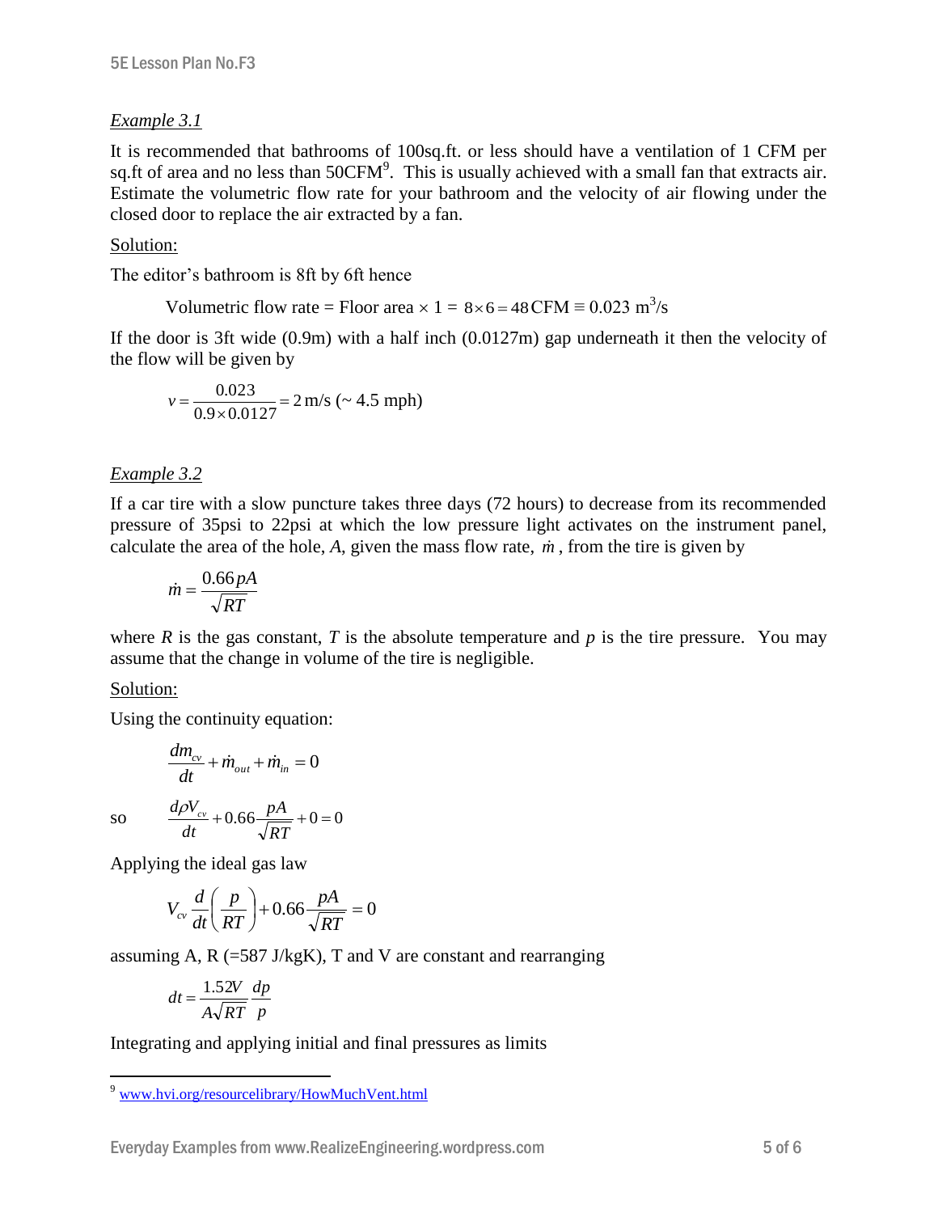*Example 3.1*

It is recommended that bathrooms of 100sq.ft. or less should have a ventilation of 1 CFM per sq.ft of area and no less than 50CFM[9]. This is usually achieved with a small fan that extracts air. Estimate the volumetric flow rate for your bathroom and the velocity of air flowing under the closed door to replace the air extracted by a fan.

Solution:

The editor's bathroom is 8ft by 6ft hence

$$\text{Volumetric flow rate} = \text{Floor area} \times 1 = 8 \times 6 = 48\,\text{CFM} \equiv 0.023\ \text{m}^3/\text{s}$$

If the door is 3ft wide (0.9m) with a half inch (0.0127m) gap underneath it then the velocity of the flow will be given by

$$v = \frac{0.023}{0.9 \times 0.0127} = 2\ \text{m/s}\ (\sim 4.5\ \text{mph})$$

*Example 3.2*

If a car tire with a slow puncture takes three days (72 hours) to decrease from its recommended pressure of 35psi to 22psi at which the low pressure light activates on the instrument panel, calculate the area of the hole, $A$, given the mass flow rate, $\dot{m}$, from the tire is given by

$$\dot{m} = \frac{0.66\,pA}{\sqrt{RT}}$$

where $R$ is the gas constant, $T$ is the absolute temperature and $p$ is the tire pressure. You may assume that the change in volume of the tire is negligible.

Solution:

Using the continuity equation:

$$\frac{dm_{cv}}{dt} + \dot{m}_{out} + \dot{m}_{in} = 0$$

so

$$\frac{d\rho V_{cv}}{dt} + 0.66\frac{pA}{\sqrt{RT}} + 0 = 0$$

Applying the ideal gas law

$$V_{cv}\frac{d}{dt}\left(\frac{p}{RT}\right) + 0.66\frac{pA}{\sqrt{RT}} = 0$$

assuming A, R (=587 J/kgK), T and V are constant and rearranging

$$dt = \frac{1.52V}{A\sqrt{RT}}\frac{dp}{p}$$

Integrating and applying initial and final pressures as limits

[9] www.hvi.org/resourcelibrary/HowMuchVent.html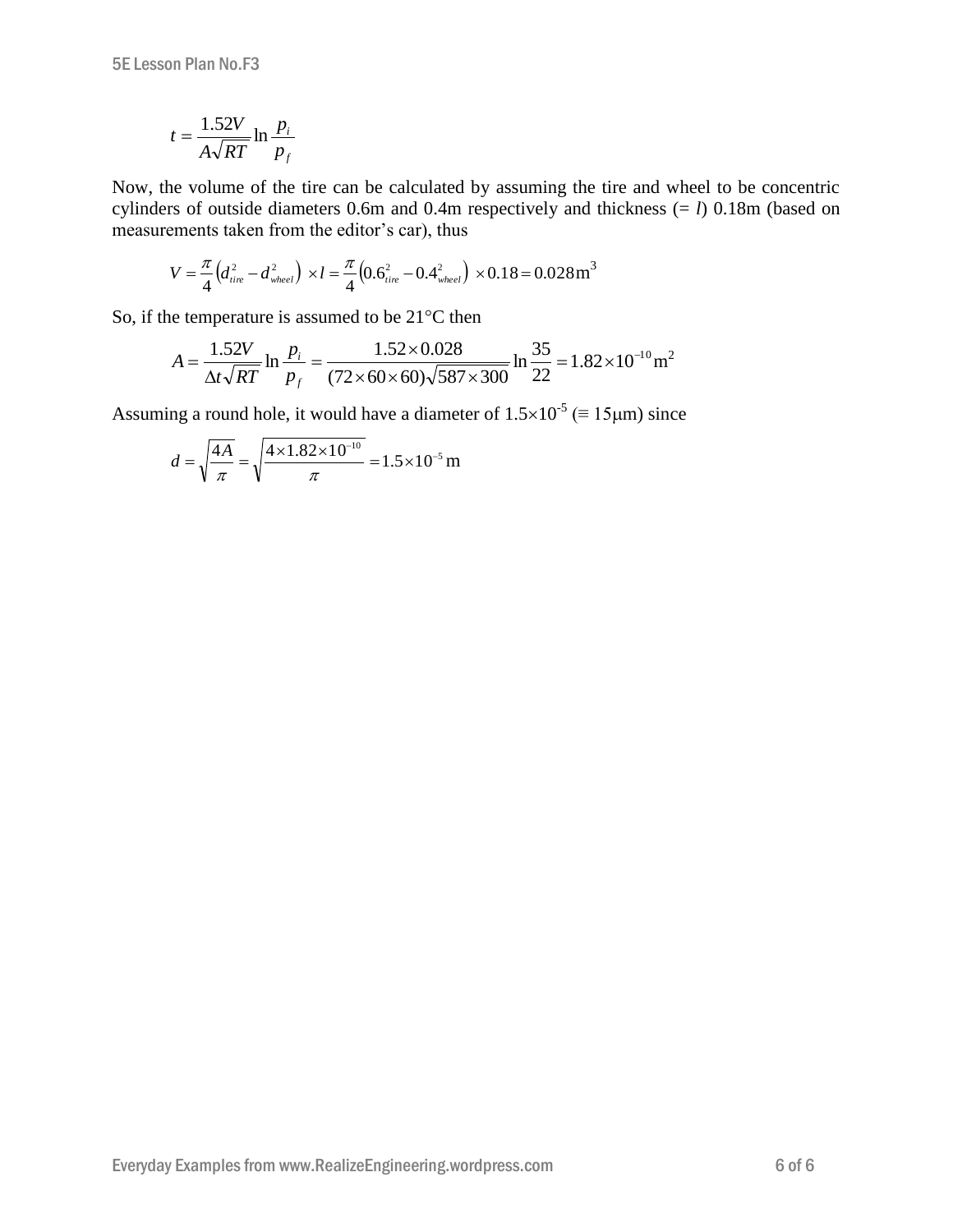$$t = \frac{1.52V}{A\sqrt{RT}} \ln \frac{p_i}{p_f}$$

Now, the volume of the tire can be calculated by assuming the tire and wheel to be concentric cylinders of outside diameters 0.6m and 0.4m respectively and thickness (= $l$) 0.18m (based on measurements taken from the editor's car), thus

$$V = \frac{\pi}{4}\left(d_{tire}^2 - d_{wheel}^2\right) \times l = \frac{\pi}{4}\left(0.6_{tire}^2 - 0.4_{wheel}^2\right) \times 0.18 = 0.028\,\mathrm{m}^3$$

So, if the temperature is assumed to be 21°C then

$$A = \frac{1.52V}{\Delta t\sqrt{RT}} \ln \frac{p_i}{p_f} = \frac{1.52 \times 0.028}{(72 \times 60 \times 60)\sqrt{587 \times 300}} \ln \frac{35}{22} = 1.82 \times 10^{-10}\,\mathrm{m}^2$$

Assuming a round hole, it would have a diameter of $1.5\times10^{-5}$ ($\equiv 15\mu$m) since

$$d = \sqrt{\frac{4A}{\pi}} = \sqrt{\frac{4 \times 1.82 \times 10^{-10}}{\pi}} = 1.5 \times 10^{-5}\,\mathrm{m}$$